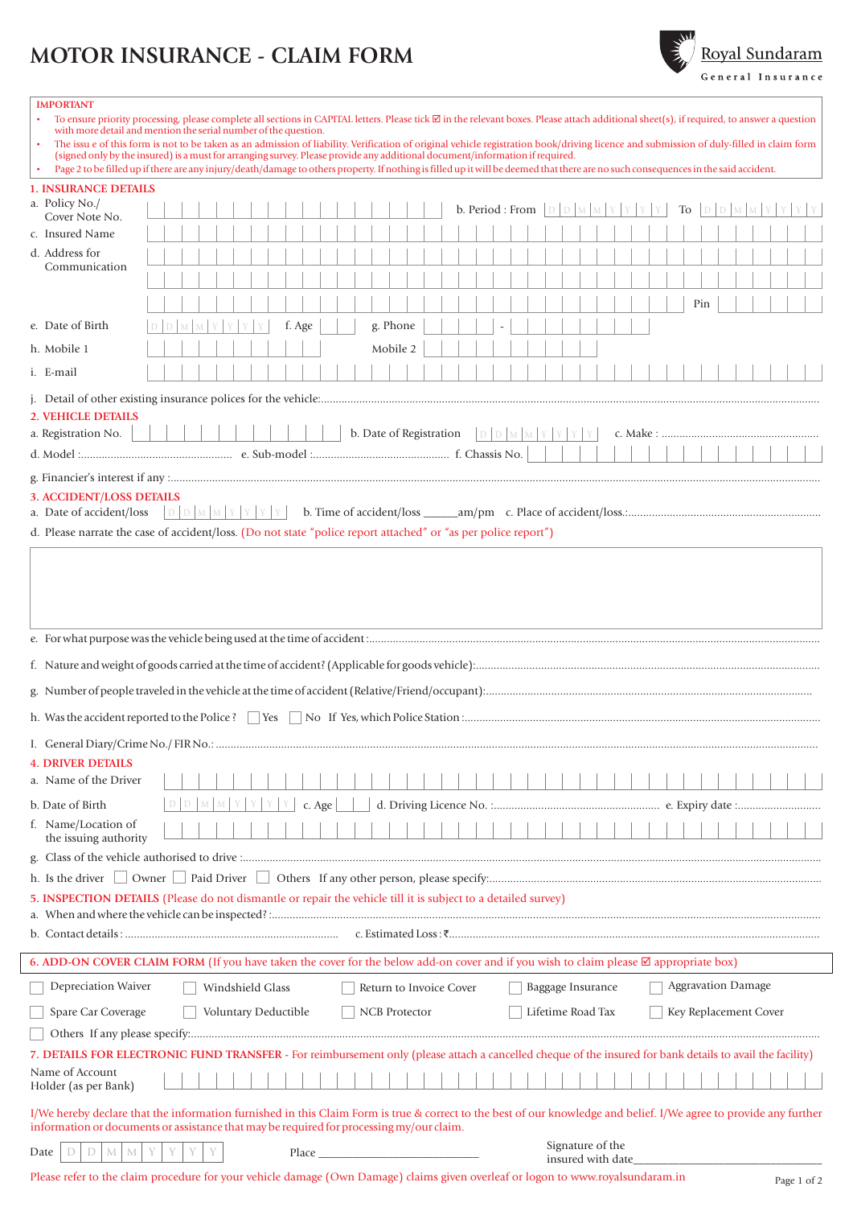# MOTOR INSURANCE - CLAIM FORM

Royal Sundaram
General Insurance

**IMPORTANT**

- To ensure priority processing, please complete all sections in CAPITAL letters. Please tick ☑ in the relevant boxes. Please attach additional sheet(s), if required, to answer a question with more detail and mention the serial number of the question.
- The issu e of this form is not to be taken as an admission of liability. Verification of original vehicle registration book/driving licence and submission of duly-filled in claim form (signed only by the insured) is a must for arranging survey. Please provide any additional document/information if required.
- Page 2 to be filled up if there are any injury/death/damage to others property. If nothing is filled up it will be deemed that there are no such consequences in the said accident.

## 1. INSURANCE DETAILS

a. Policy No./ Cover Note No. ______ b. Period : From D D M M Y Y Y Y To D D M M Y Y Y Y

c. Insured Name ______

d. Address for Communication ______ Pin ______

e. Date of Birth D D M M Y Y Y Y f. Age ______ g. Phone ______ - ______

h. Mobile 1 ______ Mobile 2 ______

i. E-mail ______

j. Detail of other existing insurance polices for the vehicle:......

## 2. VEHICLE DETAILS

a. Registration No. ______ b. Date of Registration D D M M Y Y Y Y c. Make : ......

d. Model :...... e. Sub-model :...... f. Chassis No. ______

g. Financier's interest if any :......

## 3. ACCIDENT/LOSS DETAILS

a. Date of accident/loss D D M M Y Y Y Y b. Time of accident/loss ______am/pm c. Place of accident/loss.:......

d. Please narrate the case of accident/loss. (Do not state "police report attached" or "as per police report")

e. For what purpose was the vehicle being used at the time of accident :......

f. Nature and weight of goods carried at the time of accident? (Applicable for goods vehicle):......

g. Number of people traveled in the vehicle at the time of accident (Relative/Friend/occupant):......

h. Was the accident reported to the Police ? ☐ Yes ☐ No If Yes, which Police Station :......

I. General Diary/Crime No./ FIR No.: ......

## 4. DRIVER DETAILS

a. Name of the Driver ______

b. Date of Birth D D M M Y Y Y Y c. Age ______ d. Driving Licence No. :...... e. Expiry date :......

f. Name/Location of the issuing authority ______

g. Class of the vehicle authorised to drive :......

h. Is the driver ☐ Owner ☐ Paid Driver ☐ Others If any other person, please specify:......

## 5. INSPECTION DETAILS (Please do not dismantle or repair the vehicle till it is subject to a detailed survey)

a. When and where the vehicle can be inspected? :......

b. Contact details : ...... c. Estimated Loss : ₹......

## 6. ADD-ON COVER CLAIM FORM (If you have taken the cover for the below add-on cover and if you wish to claim please ☑ appropriate box)

☐ Depreciation Waiver ☐ Windshield Glass ☐ Return to Invoice Cover ☐ Baggage Insurance ☐ Aggravation Damage

☐ Spare Car Coverage ☐ Voluntary Deductible ☐ NCB Protector ☐ Lifetime Road Tax ☐ Key Replacement Cover

☐ Others If any please specify:......

## 7. DETAILS FOR ELECTRONIC FUND TRANSFER - For reimbursement only (please attach a cancelled cheque of the insured for bank details to avail the facility)

Name of Account Holder (as per Bank) ______

I/We hereby declare that the information furnished in this Claim Form is true & correct to the best of our knowledge and belief. I/We agree to provide any further information or documents or assistance that may be required for processing my/our claim.

Date D D M M Y Y Y Y Place ______ Signature of the insured with date______

Please refer to the claim procedure for your vehicle damage (Own Damage) claims given overleaf or logon to www.royalsundaram.in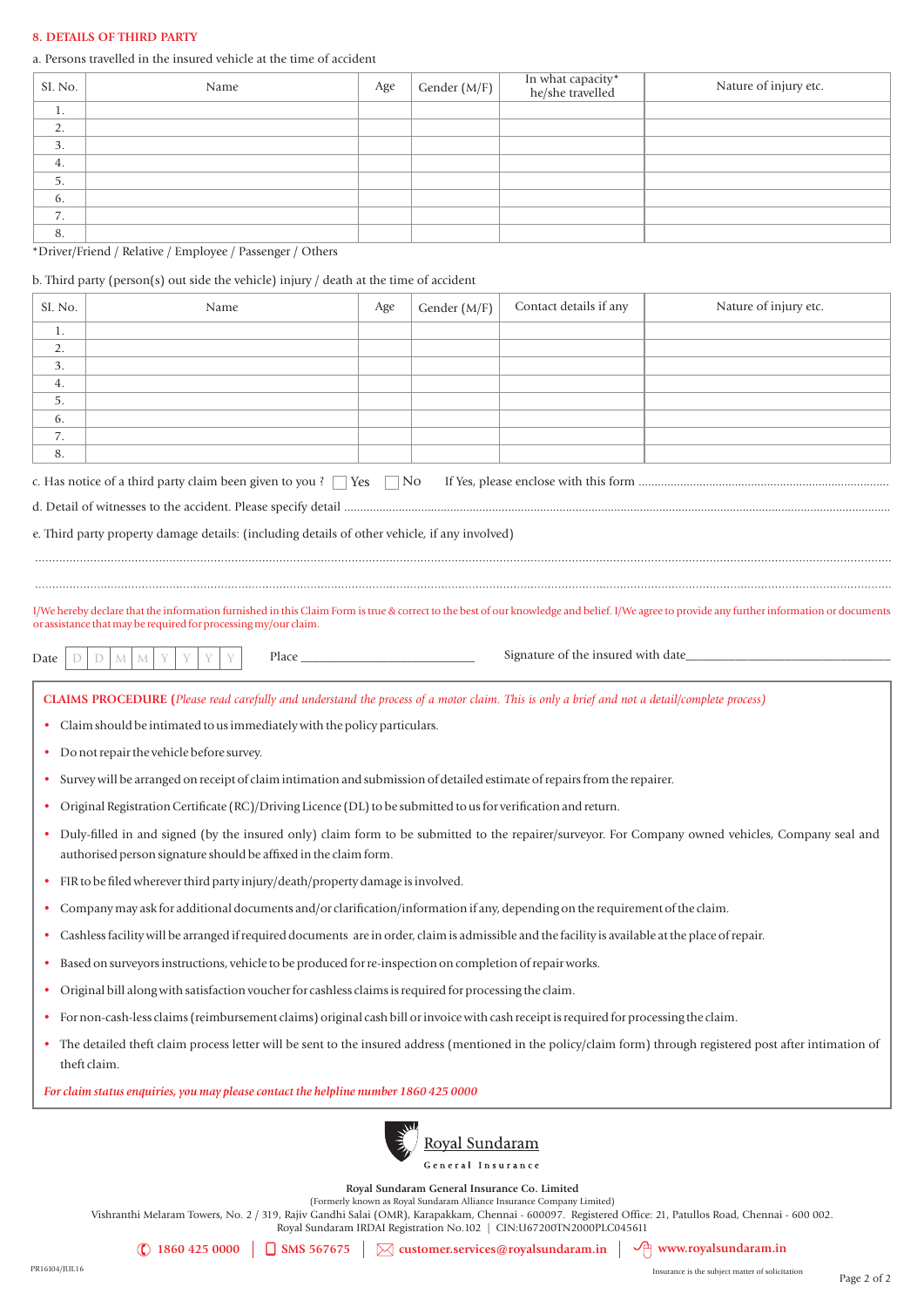## 8. DETAILS OF THIRD PARTY

a. Persons travelled in the insured vehicle at the time of accident

| Sl. No. | Name | Age | Gender (M/F) | In what capacity* he/she travelled | Nature of injury etc. |
|---|---|---|---|---|---|
| 1. | | | | | |
| 2. | | | | | |
| 3. | | | | | |
| 4. | | | | | |
| 5. | | | | | |
| 6. | | | | | |
| 7. | | | | | |
| 8. | | | | | |

*Driver/Friend / Relative / Employee / Passenger / Others

b. Third party (person(s) out side the vehicle) injury / death at the time of accident

| Sl. No. | Name | Age | Gender (M/F) | Contact details if any | Nature of injury etc. |
|---|---|---|---|---|---|
| 1. | | | | | |
| 2. | | | | | |
| 3. | | | | | |
| 4. | | | | | |
| 5. | | | | | |
| 6. | | | | | |
| 7. | | | | | |
| 8. | | | | | |

c. Has notice of a third party claim been given to you ? ☐ Yes ☐ No If Yes, please enclose with this form ..........

d. Detail of witnesses to the accident. Please specify detail ..........

e. Third party property damage details: (including details of other vehicle, if any involved)

..........

..........

I/We hereby declare that the information furnished in this Claim Form is true & correct to the best of our knowledge and belief. I/We agree to provide any further information or documents or assistance that may be required for processing my/our claim.

Date D D M M Y Y Y Y Place ______________ Signature of the insured with date______________

**CLAIMS PROCEDURE** (*Please read carefully and understand the process of a motor claim. This is only a brief and not a detail/complete process*)

- Claim should be intimated to us immediately with the policy particulars.
- Do not repair the vehicle before survey.
- Survey will be arranged on receipt of claim intimation and submission of detailed estimate of repairs from the repairer.
- Original Registration Certificate (RC)/Driving Licence (DL) to be submitted to us for verification and return.
- Duly-filled in and signed (by the insured only) claim form to be submitted to the repairer/surveyor. For Company owned vehicles, Company seal and authorised person signature should be affixed in the claim form.
- FIR to be filed wherever third party injury/death/property damage is involved.
- Company may ask for additional documents and/or clarification/information if any, depending on the requirement of the claim.
- Cashless facility will be arranged if required documents are in order, claim is admissible and the facility is available at the place of repair.
- Based on surveyors instructions, vehicle to be produced for re-inspection on completion of repair works.
- Original bill along with satisfaction voucher for cashless claims is required for processing the claim.
- For non-cash-less claims (reimbursement claims) original cash bill or invoice with cash receipt is required for processing the claim.
- The detailed theft claim process letter will be sent to the insured address (mentioned in the policy/claim form) through registered post after intimation of theft claim.

*For claim status enquiries, you may please contact the helpline number 1860 425 0000*

Royal Sundaram
General Insurance

**Royal Sundaram General Insurance Co. Limited**
(Formerly known as Royal Sundaram Alliance Insurance Company Limited)
Vishranthi Melaram Towers, No. 2 / 319, Rajiv Gandhi Salai (OMR), Karapakkam, Chennai - 600097. Registered Office: 21, Patullos Road, Chennai - 600 002.
Royal Sundaram IRDAI Registration No.102 | CIN:U67200TN2000PLC045611

1860 425 0000 | SMS 567675 | customer.services@royalsundaram.in | www.royalsundaram.in

PR16104/JUL16

Insurance is the subject matter of solicitation